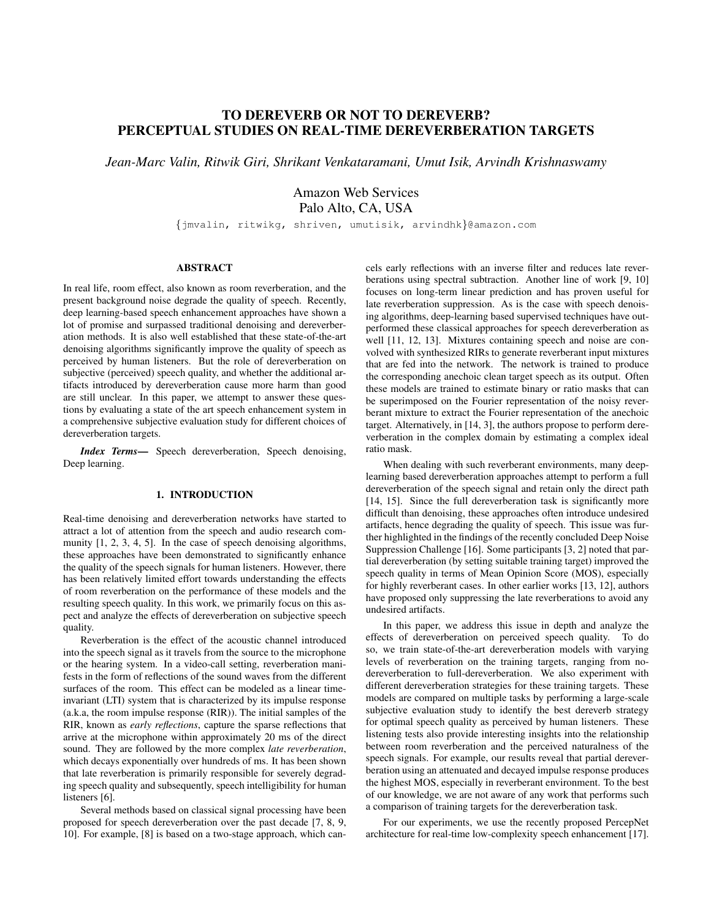# TO DEREVERB OR NOT TO DEREVERB? PERCEPTUAL STUDIES ON REAL-TIME DEREVERBERATION TARGETS

*Jean-Marc Valin, Ritwik Giri, Shrikant Venkataramani, Umut Isik, Arvindh Krishnaswamy*

Amazon Web Services
Palo Alto, CA, USA
{jmvalin, ritwikg, shriven, umutisik, arvindhk}@amazon.com

## ABSTRACT

In real life, room effect, also known as room reverberation, and the present background noise degrade the quality of speech. Recently, deep learning-based speech enhancement approaches have shown a lot of promise and surpassed traditional denoising and dereverberation methods. It is also well established that these state-of-the-art denoising algorithms significantly improve the quality of speech as perceived by human listeners. But the role of dereverberation on subjective (perceived) speech quality, and whether the additional artifacts introduced by dereverberation cause more harm than good are still unclear. In this paper, we attempt to answer these questions by evaluating a state of the art speech enhancement system in a comprehensive subjective evaluation study for different choices of dereverberation targets.

***Index Terms*—** Speech dereverberation, Speech denoising, Deep learning.

## 1. INTRODUCTION

Real-time denoising and dereverberation networks have started to attract a lot of attention from the speech and audio research community [1, 2, 3, 4, 5]. In the case of speech denoising algorithms, these approaches have been demonstrated to significantly enhance the quality of the speech signals for human listeners. However, there has been relatively limited effort towards understanding the effects of room reverberation on the performance of these models and the resulting speech quality. In this work, we primarily focus on this aspect and analyze the effects of dereverberation on subjective speech quality.

Reverberation is the effect of the acoustic channel introduced into the speech signal as it travels from the source to the microphone or the hearing system. In a video-call setting, reverberation manifests in the form of reflections of the sound waves from the different surfaces of the room. This effect can be modeled as a linear time-invariant (LTI) system that is characterized by its impulse response (a.k.a, the room impulse response (RIR)). The initial samples of the RIR, known as *early reflections*, capture the sparse reflections that arrive at the microphone within approximately 20 ms of the direct sound. They are followed by the more complex *late reverberation*, which decays exponentially over hundreds of ms. It has been shown that late reverberation is primarily responsible for severely degrading speech quality and subsequently, speech intelligibility for human listeners [6].

Several methods based on classical signal processing have been proposed for speech dereverberation over the past decade [7, 8, 9, 10]. For example, [8] is based on a two-stage approach, which cancels early reflections with an inverse filter and reduces late reverberations using spectral subtraction. Another line of work [9, 10] focuses on long-term linear prediction and has proven useful for late reverberation suppression. As is the case with speech denoising algorithms, deep-learning based supervised techniques have outperformed these classical approaches for speech dereverberation as well [11, 12, 13]. Mixtures containing speech and noise are convolved with synthesized RIRs to generate reverberant input mixtures that are fed into the network. The network is trained to produce the corresponding anechoic clean target speech as its output. Often these models are trained to estimate binary or ratio masks that can be superimposed on the Fourier representation of the noisy reverberant mixture to extract the Fourier representation of the anechoic target. Alternatively, in [14, 3], the authors propose to perform dereverberation in the complex domain by estimating a complex ideal ratio mask.

When dealing with such reverberant environments, many deep-learning based dereverberation approaches attempt to perform a full dereverberation of the speech signal and retain only the direct path [14, 15]. Since the full dereverberation task is significantly more difficult than denoising, these approaches often introduce undesired artifacts, hence degrading the quality of speech. This issue was further highlighted in the findings of the recently concluded Deep Noise Suppression Challenge [16]. Some participants [3, 2] noted that partial dereverberation (by setting suitable training target) improved the speech quality in terms of Mean Opinion Score (MOS), especially for highly reverberant cases. In other earlier works [13, 12], authors have proposed only suppressing the late reverberations to avoid any undesired artifacts.

In this paper, we address this issue in depth and analyze the effects of dereverberation on perceived speech quality. To do so, we train state-of-the-art dereverberation models with varying levels of reverberation on the training targets, ranging from no-dereverberation to full-dereverberation. We also experiment with different dereverberation strategies for these training targets. These models are compared on multiple tasks by performing a large-scale subjective evaluation study to identify the best dereverb strategy for optimal speech quality as perceived by human listeners. These listening tests also provide interesting insights into the relationship between room reverberation and the perceived naturalness of the speech signals. For example, our results reveal that partial dereverberation using an attenuated and decayed impulse response produces the highest MOS, especially in reverberant environment. To the best of our knowledge, we are not aware of any work that performs such a comparison of training targets for the dereverberation task.

For our experiments, we use the recently proposed PercepNet architecture for real-time low-complexity speech enhancement [17].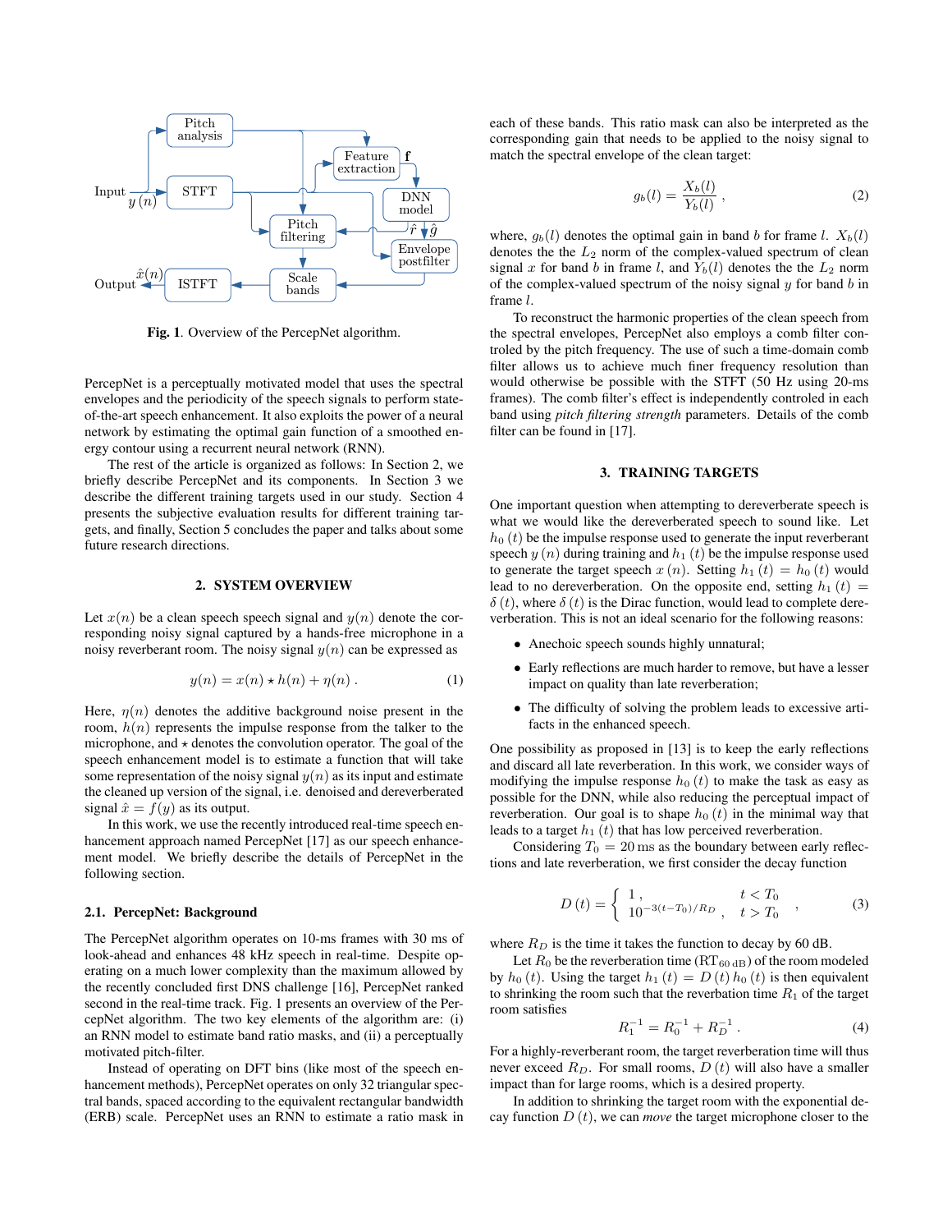**Fig. 1**. Overview of the PercepNet algorithm.

PercepNet is a perceptually motivated model that uses the spectral envelopes and the periodicity of the speech signals to perform state-of-the-art speech enhancement. It also exploits the power of a neural network by estimating the optimal gain function of a smoothed energy contour using a recurrent neural network (RNN).

The rest of the article is organized as follows: In Section 2, we briefly describe PercepNet and its components. In Section 3 we describe the different training targets used in our study. Section 4 presents the subjective evaluation results for different training targets, and finally, Section 5 concludes the paper and talks about some future research directions.

## 2. SYSTEM OVERVIEW

Let $x(n)$ be a clean speech speech signal and $y(n)$ denote the corresponding noisy signal captured by a hands-free microphone in a noisy reverberant room. The noisy signal $y(n)$ can be expressed as

$$y(n) = x(n) \star h(n) + \eta(n) \, . \tag{1}$$

Here, $\eta(n)$ denotes the additive background noise present in the room, $h(n)$ represents the impulse response from the talker to the microphone, and $\star$ denotes the convolution operator. The goal of the speech enhancement model is to estimate a function that will take some representation of the noisy signal $y(n)$ as its input and estimate the cleaned up version of the signal, i.e. denoised and dereverberated signal $\hat{x} = f(y)$ as its output.

In this work, we use the recently introduced real-time speech enhancement approach named PercepNet [17] as our speech enhancement model. We briefly describe the details of PercepNet in the following section.

### 2.1. PercepNet: Background

The PercepNet algorithm operates on 10-ms frames with 30 ms of look-ahead and enhances 48 kHz speech in real-time. Despite operating on a much lower complexity than the maximum allowed by the recently concluded first DNS challenge [16], PercepNet ranked second in the real-time track. Fig. 1 presents an overview of the PercepNet algorithm. The two key elements of the algorithm are: (i) an RNN model to estimate band ratio masks, and (ii) a perceptually motivated pitch-filter.

Instead of operating on DFT bins (like most of the speech enhancement methods), PercepNet operates on only 32 triangular spectral bands, spaced according to the equivalent rectangular bandwidth (ERB) scale. PercepNet uses an RNN to estimate a ratio mask in each of these bands. This ratio mask can also be interpreted as the corresponding gain that needs to be applied to the noisy signal to match the spectral envelope of the clean target:

$$g_b(l) = \frac{X_b(l)}{Y_b(l)} \, , \tag{2}$$

where, $g_b(l)$ denotes the optimal gain in band $b$ for frame $l$. $X_b(l)$ denotes the the $L_2$ norm of the complex-valued spectrum of clean signal $x$ for band $b$ in frame $l$, and $Y_b(l)$ denotes the the $L_2$ norm of the complex-valued spectrum of the noisy signal $y$ for band $b$ in frame $l$.

To reconstruct the harmonic properties of the clean speech from the spectral envelopes, PercepNet also employs a comb filter controled by the pitch frequency. The use of such a time-domain comb filter allows us to achieve much finer frequency resolution than would otherwise be possible with the STFT (50 Hz using 20-ms frames). The comb filter's effect is independently controled in each band using *pitch filtering strength* parameters. Details of the comb filter can be found in [17].

## 3. TRAINING TARGETS

One important question when attempting to dereverberate speech is what we would like the dereverberated speech to sound like. Let $h_0(t)$ be the impulse response used to generate the input reverberant speech $y(n)$ during training and $h_1(t)$ be the impulse response used to generate the target speech $x(n)$. Setting $h_1(t) = h_0(t)$ would lead to no dereverberation. On the opposite end, setting $h_1(t) = \delta(t)$, where $\delta(t)$ is the Dirac function, would lead to complete dereverberation. This is not an ideal scenario for the following reasons:

- Anechoic speech sounds highly unnatural;
- Early reflections are much harder to remove, but have a lesser impact on quality than late reverberation;
- The difficulty of solving the problem leads to excessive artifacts in the enhanced speech.

One possibility as proposed in [13] is to keep the early reflections and discard all late reverberation. In this work, we consider ways of modifying the impulse response $h_0(t)$ to make the task as easy as possible for the DNN, while also reducing the perceptual impact of reverberation. Our goal is to shape $h_0(t)$ in the minimal way that leads to a target $h_1(t)$ that has low perceived reverberation.

Considering $T_0 = 20$ ms as the boundary between early reflections and late reverberation, we first consider the decay function

$$D(t) = \begin{cases} 1 \, , & t < T_0 \\ 10^{-3(t-T_0)/R_D} \, , & t > T_0 \end{cases} \, , \tag{3}$$

where $R_D$ is the time it takes the function to decay by 60 dB.

Let $R_0$ be the reverberation time ($\mathrm{RT}_{60\,\mathrm{dB}}$) of the room modeled by $h_0(t)$. Using the target $h_1(t) = D(t)\, h_0(t)$ is then equivalent to shrinking the room such that the reverbation time $R_1$ of the target room satisfies

$$R_1^{-1} = R_0^{-1} + R_D^{-1} \, . \tag{4}$$

For a highly-reverberant room, the target reverberation time will thus never exceed $R_D$. For small rooms, $D(t)$ will also have a smaller impact than for large rooms, which is a desired property.

In addition to shrinking the target room with the exponential decay function $D(t)$, we can *move* the target microphone closer to the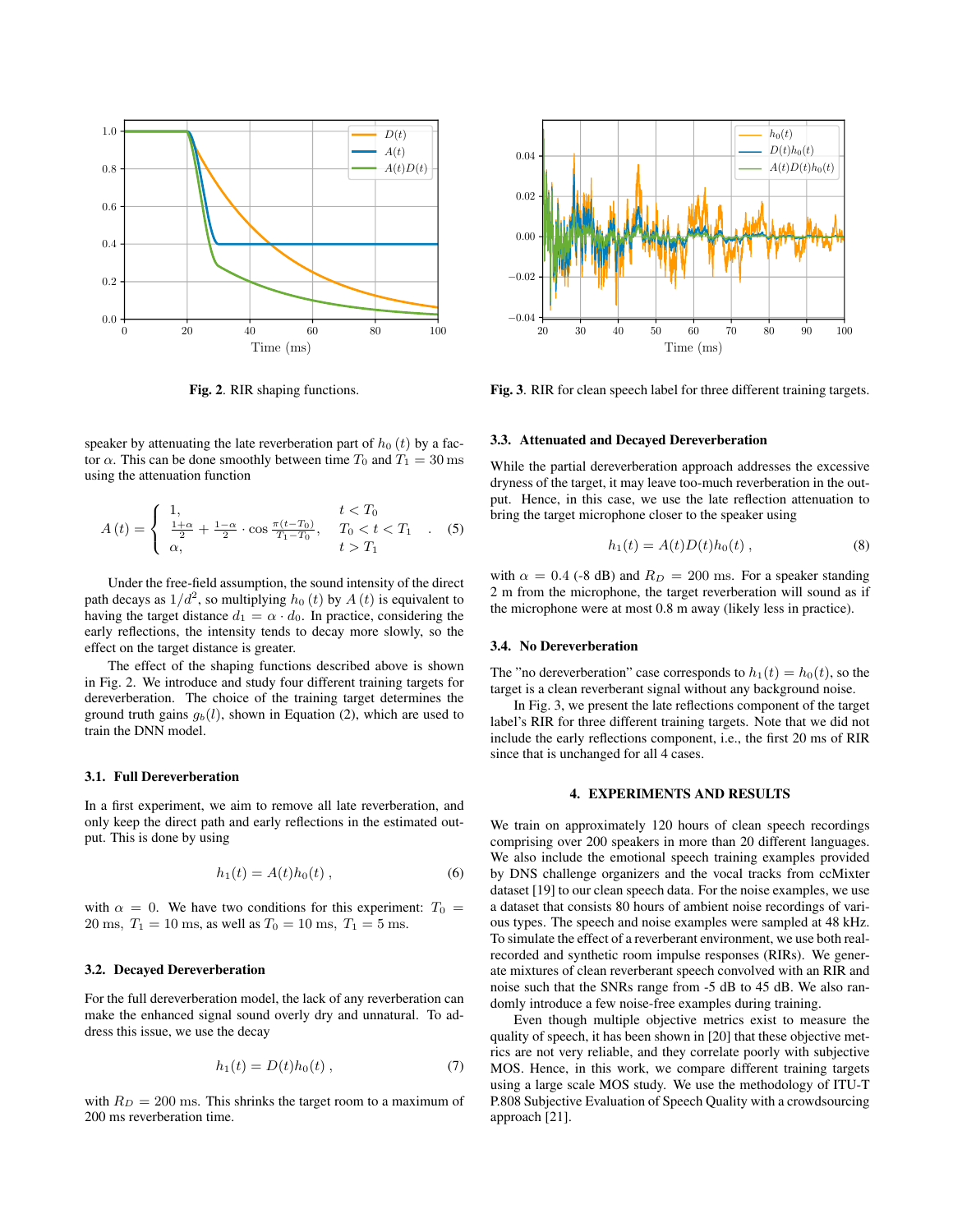Fig. 2. RIR shaping functions.

Fig. 3. RIR for clean speech label for three different training targets.

speaker by attenuating the late reverberation part of $h_0(t)$ by a factor $\alpha$. This can be done smoothly between time $T_0$ and $T_1 = 30\,\text{ms}$ using the attenuation function

$$A(t) = \begin{cases} 1, & t < T_0 \\ \frac{1+\alpha}{2} + \frac{1-\alpha}{2} \cdot \cos\frac{\pi(t-T_0)}{T_1-T_0}, & T_0 < t < T_1 \\ \alpha, & t > T_1 \end{cases} . \quad (5)$$

Under the free-field assumption, the sound intensity of the direct path decays as $1/d^2$, so multiplying $h_0(t)$ by $A(t)$ is equivalent to having the target distance $d_1 = \alpha \cdot d_0$. In practice, considering the early reflections, the intensity tends to decay more slowly, so the effect on the target distance is greater.

The effect of the shaping functions described above is shown in Fig. 2. We introduce and study four different training targets for dereverberation. The choice of the training target determines the ground truth gains $g_b(l)$, shown in Equation (2), which are used to train the DNN model.

### 3.1. Full Dereverberation

In a first experiment, we aim to remove all late reverberation, and only keep the direct path and early reflections in the estimated output. This is done by using

$$h_1(t) = A(t)h_0(t)\,, \quad (6)$$

with $\alpha = 0$. We have two conditions for this experiment: $T_0 = 20$ ms, $T_1 = 10$ ms, as well as $T_0 = 10$ ms, $T_1 = 5$ ms.

### 3.2. Decayed Dereverberation

For the full dereverberation model, the lack of any reverberation can make the enhanced signal sound overly dry and unnatural. To address this issue, we use the decay

$$h_1(t) = D(t)h_0(t)\,, \quad (7)$$

with $R_D = 200$ ms. This shrinks the target room to a maximum of 200 ms reverberation time.

### 3.3. Attenuated and Decayed Dereverberation

While the partial dereverberation approach addresses the excessive dryness of the target, it may leave too-much reverberation in the output. Hence, in this case, we use the late reflection attenuation to bring the target microphone closer to the speaker using

$$h_1(t) = A(t)D(t)h_0(t)\,, \quad (8)$$

with $\alpha = 0.4$ (-8 dB) and $R_D = 200$ ms. For a speaker standing 2 m from the microphone, the target reverberation will sound as if the microphone were at most 0.8 m away (likely less in practice).

### 3.4. No Dereverberation

The "no dereverberation" case corresponds to $h_1(t) = h_0(t)$, so the target is a clean reverberant signal without any background noise.

In Fig. 3, we present the late reflections component of the target label's RIR for three different training targets. Note that we did not include the early reflections component, i.e., the first 20 ms of RIR since that is unchanged for all 4 cases.

## 4. EXPERIMENTS AND RESULTS

We train on approximately 120 hours of clean speech recordings comprising over 200 speakers in more than 20 different languages. We also include the emotional speech training examples provided by DNS challenge organizers and the vocal tracks from ccMixter dataset [19] to our clean speech data. For the noise examples, we use a dataset that consists 80 hours of ambient noise recordings of various types. The speech and noise examples were sampled at 48 kHz. To simulate the effect of a reverberant environment, we use both real-recorded and synthetic room impulse responses (RIRs). We generate mixtures of clean reverberant speech convolved with an RIR and noise such that the SNRs range from -5 dB to 45 dB. We also randomly introduce a few noise-free examples during training.

Even though multiple objective metrics exist to measure the quality of speech, it has been shown in [20] that these objective metrics are not very reliable, and they correlate poorly with subjective MOS. Hence, in this work, we compare different training targets using a large scale MOS study. We use the methodology of ITU-T P.808 Subjective Evaluation of Speech Quality with a crowdsourcing approach [21].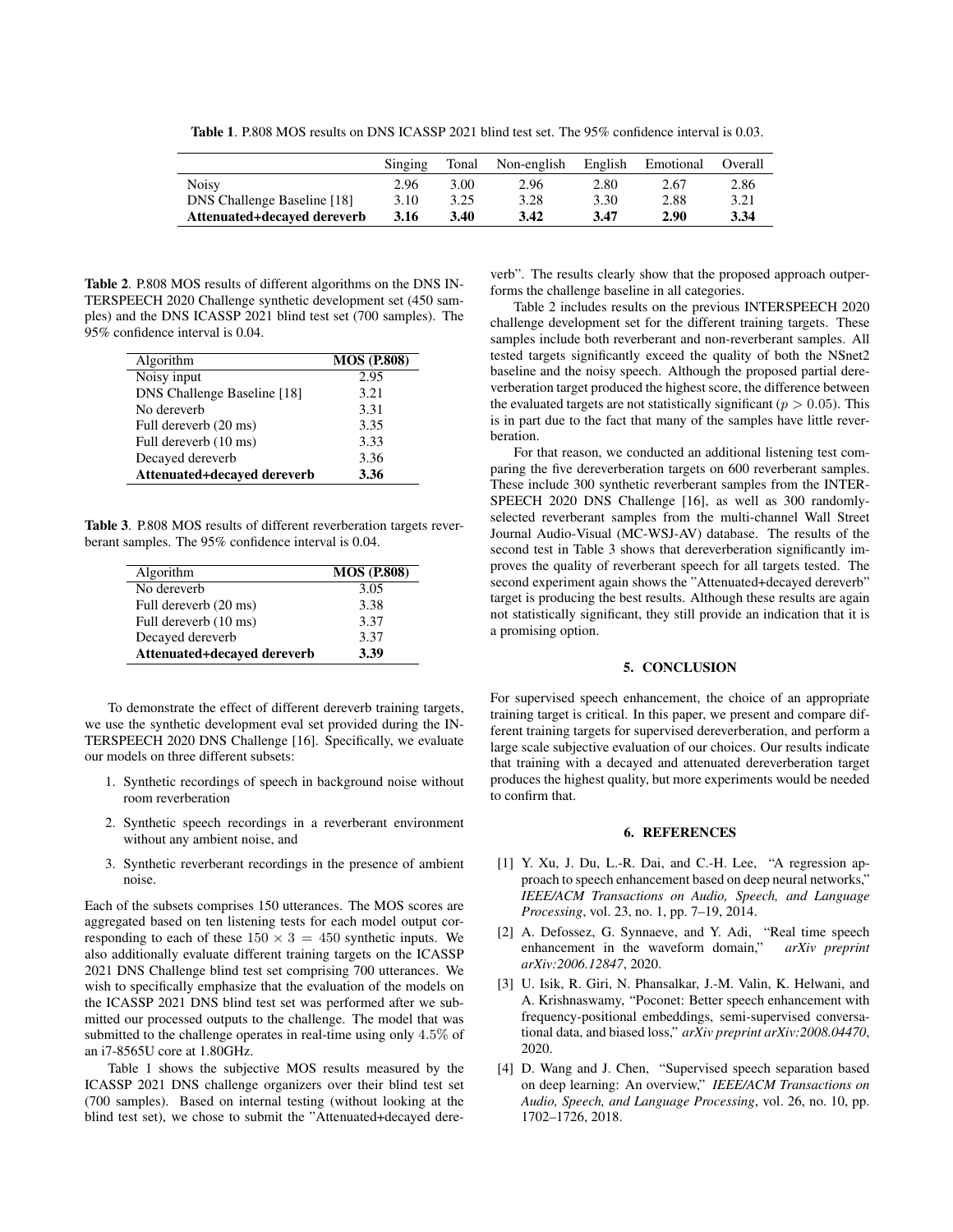**Table 1**. P.808 MOS results on DNS ICASSP 2021 blind test set. The 95% confidence interval is 0.03.

| | Singing | Tonal | Non-english | English | Emotional | Overall |
|---|---|---|---|---|---|---|
| Noisy | 2.96 | 3.00 | 2.96 | 2.80 | 2.67 | 2.86 |
| DNS Challenge Baseline [18] | 3.10 | 3.25 | 3.28 | 3.30 | 2.88 | 3.21 |
| **Attenuated+decayed dereverb** | **3.16** | **3.40** | **3.42** | **3.47** | **2.90** | **3.34** |

**Table 2**. P.808 MOS results of different algorithms on the DNS INTERSPEECH 2020 Challenge synthetic development set (450 samples) and the DNS ICASSP 2021 blind test set (700 samples). The 95% confidence interval is 0.04.

| Algorithm | MOS (P.808) |
|---|---|
| Noisy input | 2.95 |
| DNS Challenge Baseline [18] | 3.21 |
| No dereverb | 3.31 |
| Full dereverb (20 ms) | 3.35 |
| Full dereverb (10 ms) | 3.33 |
| Decayed dereverb | 3.36 |
| **Attenuated+decayed dereverb** | **3.36** |

**Table 3**. P.808 MOS results of different reverberation targets reverberant samples. The 95% confidence interval is 0.04.

| Algorithm | MOS (P.808) |
|---|---|
| No dereverb | 3.05 |
| Full dereverb (20 ms) | 3.38 |
| Full dereverb (10 ms) | 3.37 |
| Decayed dereverb | 3.37 |
| **Attenuated+decayed dereverb** | **3.39** |

To demonstrate the effect of different dereverb training targets, we use the synthetic development eval set provided during the INTERSPEECH 2020 DNS Challenge [16]. Specifically, we evaluate our models on three different subsets:

1. Synthetic recordings of speech in background noise without room reverberation
2. Synthetic speech recordings in a reverberant environment without any ambient noise, and
3. Synthetic reverberant recordings in the presence of ambient noise.

Each of the subsets comprises 150 utterances. The MOS scores are aggregated based on ten listening tests for each model output corresponding to each of these $150 \times 3 = 450$ synthetic inputs. We also additionally evaluate different training targets on the ICASSP 2021 DNS Challenge blind test set comprising 700 utterances. We wish to specifically emphasize that the evaluation of the models on the ICASSP 2021 DNS blind test set was performed after we submitted our processed outputs to the challenge. The model that was submitted to the challenge operates in real-time using only $4.5\%$ of an i7-8565U core at 1.80GHz.

Table 1 shows the subjective MOS results measured by the ICASSP 2021 DNS challenge organizers over their blind test set (700 samples). Based on internal testing (without looking at the blind test set), we chose to submit the "Attenuated+decayed dereverb". The results clearly show that the proposed approach outperforms the challenge baseline in all categories.

Table 2 includes results on the previous INTERSPEECH 2020 challenge development set for the different training targets. These samples include both reverberant and non-reverberant samples. All tested targets significantly exceed the quality of both the NSnet2 baseline and the noisy speech. Although the proposed partial dereverberation target produced the highest score, the difference between the evaluated targets are not statistically significant ($p > 0.05$). This is in part due to the fact that many of the samples have little reverberation.

For that reason, we conducted an additional listening test comparing the five dereverberation targets on 600 reverberant samples. These include 300 synthetic reverberant samples from the INTERSPEECH 2020 DNS Challenge [16], as well as 300 randomly-selected reverberant samples from the multi-channel Wall Street Journal Audio-Visual (MC-WSJ-AV) database. The results of the second test in Table 3 shows that dereverberation significantly improves the quality of reverberant speech for all targets tested. The second experiment again shows the "Attenuated+decayed dereverb" target is producing the best results. Although these results are again not statistically significant, they still provide an indication that it is a promising option.

## 5. CONCLUSION

For supervised speech enhancement, the choice of an appropriate training target is critical. In this paper, we present and compare different training targets for supervised dereverberation, and perform a large scale subjective evaluation of our choices. Our results indicate that training with a decayed and attenuated dereverberation target produces the highest quality, but more experiments would be needed to confirm that.

## 6. REFERENCES

[1] Y. Xu, J. Du, L.-R. Dai, and C.-H. Lee, "A regression approach to speech enhancement based on deep neural networks," *IEEE/ACM Transactions on Audio, Speech, and Language Processing*, vol. 23, no. 1, pp. 7–19, 2014.

[2] A. Defossez, G. Synnaeve, and Y. Adi, "Real time speech enhancement in the waveform domain," *arXiv preprint arXiv:2006.12847*, 2020.

[3] U. Isik, R. Giri, N. Phansalkar, J.-M. Valin, K. Helwani, and A. Krishnaswamy, "Poconet: Better speech enhancement with frequency-positional embeddings, semi-supervised conversational data, and biased loss," *arXiv preprint arXiv:2008.04470*, 2020.

[4] D. Wang and J. Chen, "Supervised speech separation based on deep learning: An overview," *IEEE/ACM Transactions on Audio, Speech, and Language Processing*, vol. 26, no. 10, pp. 1702–1726, 2018.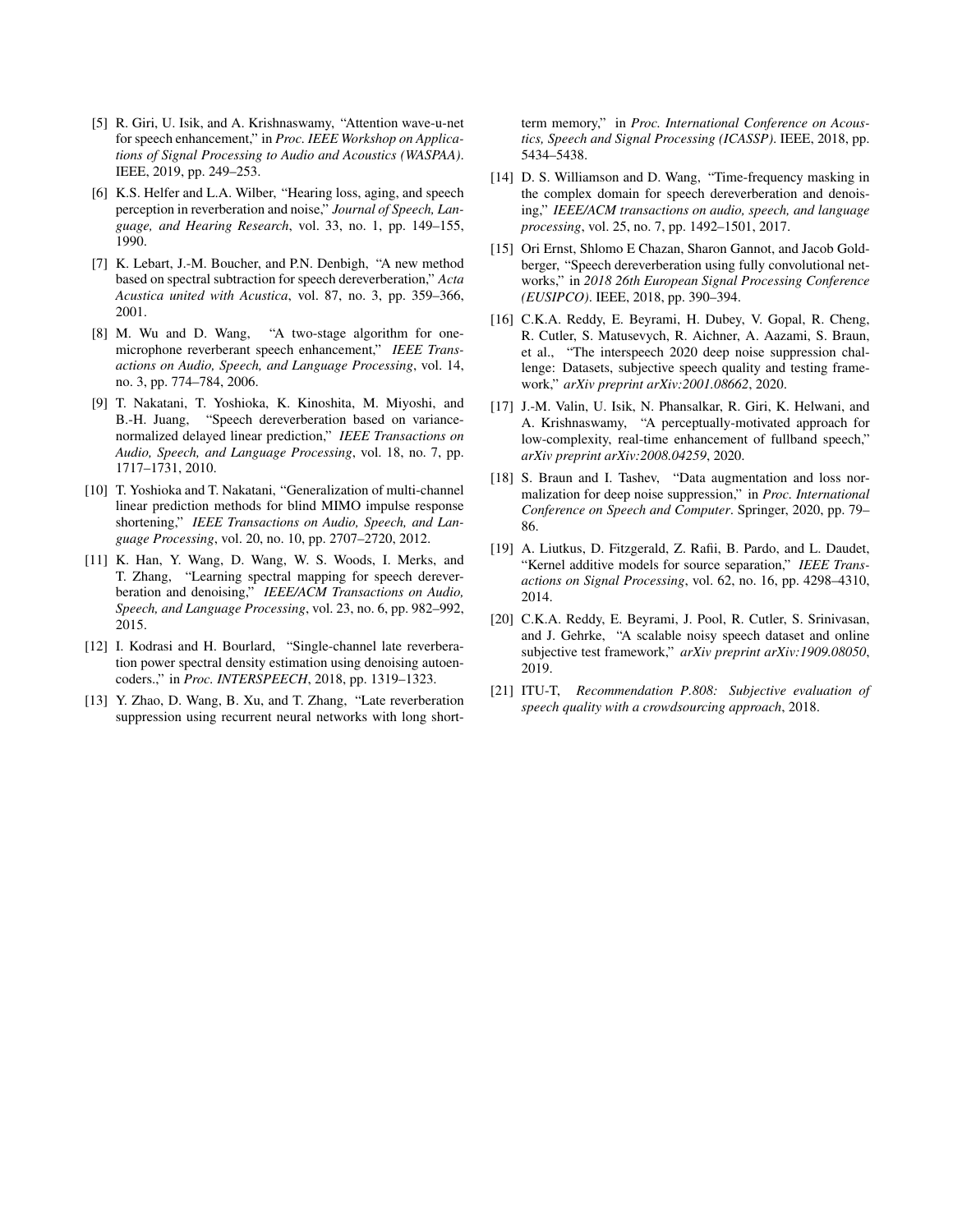[5] R. Giri, U. Isik, and A. Krishnaswamy, "Attention wave-u-net for speech enhancement," in *Proc. IEEE Workshop on Applications of Signal Processing to Audio and Acoustics (WASPAA)*. IEEE, 2019, pp. 249–253.

[6] K.S. Helfer and L.A. Wilber, "Hearing loss, aging, and speech perception in reverberation and noise," *Journal of Speech, Language, and Hearing Research*, vol. 33, no. 1, pp. 149–155, 1990.

[7] K. Lebart, J.-M. Boucher, and P.N. Denbigh, "A new method based on spectral subtraction for speech dereverberation," *Acta Acustica united with Acustica*, vol. 87, no. 3, pp. 359–366, 2001.

[8] M. Wu and D. Wang, "A two-stage algorithm for one-microphone reverberant speech enhancement," *IEEE Transactions on Audio, Speech, and Language Processing*, vol. 14, no. 3, pp. 774–784, 2006.

[9] T. Nakatani, T. Yoshioka, K. Kinoshita, M. Miyoshi, and B.-H. Juang, "Speech dereverberation based on variance-normalized delayed linear prediction," *IEEE Transactions on Audio, Speech, and Language Processing*, vol. 18, no. 7, pp. 1717–1731, 2010.

[10] T. Yoshioka and T. Nakatani, "Generalization of multi-channel linear prediction methods for blind MIMO impulse response shortening," *IEEE Transactions on Audio, Speech, and Language Processing*, vol. 20, no. 10, pp. 2707–2720, 2012.

[11] K. Han, Y. Wang, D. Wang, W. S. Woods, I. Merks, and T. Zhang, "Learning spectral mapping for speech dereverberation and denoising," *IEEE/ACM Transactions on Audio, Speech, and Language Processing*, vol. 23, no. 6, pp. 982–992, 2015.

[12] I. Kodrasi and H. Bourlard, "Single-channel late reverberation power spectral density estimation using denoising autoencoders.," in *Proc. INTERSPEECH*, 2018, pp. 1319–1323.

[13] Y. Zhao, D. Wang, B. Xu, and T. Zhang, "Late reverberation suppression using recurrent neural networks with long short-term memory," in *Proc. International Conference on Acoustics, Speech and Signal Processing (ICASSP)*. IEEE, 2018, pp. 5434–5438.

[14] D. S. Williamson and D. Wang, "Time-frequency masking in the complex domain for speech dereverberation and denoising," *IEEE/ACM transactions on audio, speech, and language processing*, vol. 25, no. 7, pp. 1492–1501, 2017.

[15] Ori Ernst, Shlomo E Chazan, Sharon Gannot, and Jacob Goldberger, "Speech dereverberation using fully convolutional networks," in *2018 26th European Signal Processing Conference (EUSIPCO)*. IEEE, 2018, pp. 390–394.

[16] C.K.A. Reddy, E. Beyrami, H. Dubey, V. Gopal, R. Cheng, R. Cutler, S. Matusevych, R. Aichner, A. Aazami, S. Braun, et al., "The interspeech 2020 deep noise suppression challenge: Datasets, subjective speech quality and testing framework," *arXiv preprint arXiv:2001.08662*, 2020.

[17] J.-M. Valin, U. Isik, N. Phansalkar, R. Giri, K. Helwani, and A. Krishnaswamy, "A perceptually-motivated approach for low-complexity, real-time enhancement of fullband speech," *arXiv preprint arXiv:2008.04259*, 2020.

[18] S. Braun and I. Tashev, "Data augmentation and loss normalization for deep noise suppression," in *Proc. International Conference on Speech and Computer*. Springer, 2020, pp. 79–86.

[19] A. Liutkus, D. Fitzgerald, Z. Rafii, B. Pardo, and L. Daudet, "Kernel additive models for source separation," *IEEE Transactions on Signal Processing*, vol. 62, no. 16, pp. 4298–4310, 2014.

[20] C.K.A. Reddy, E. Beyrami, J. Pool, R. Cutler, S. Srinivasan, and J. Gehrke, "A scalable noisy speech dataset and online subjective test framework," *arXiv preprint arXiv:1909.08050*, 2019.

[21] ITU-T, *Recommendation P.808: Subjective evaluation of speech quality with a crowdsourcing approach*, 2018.